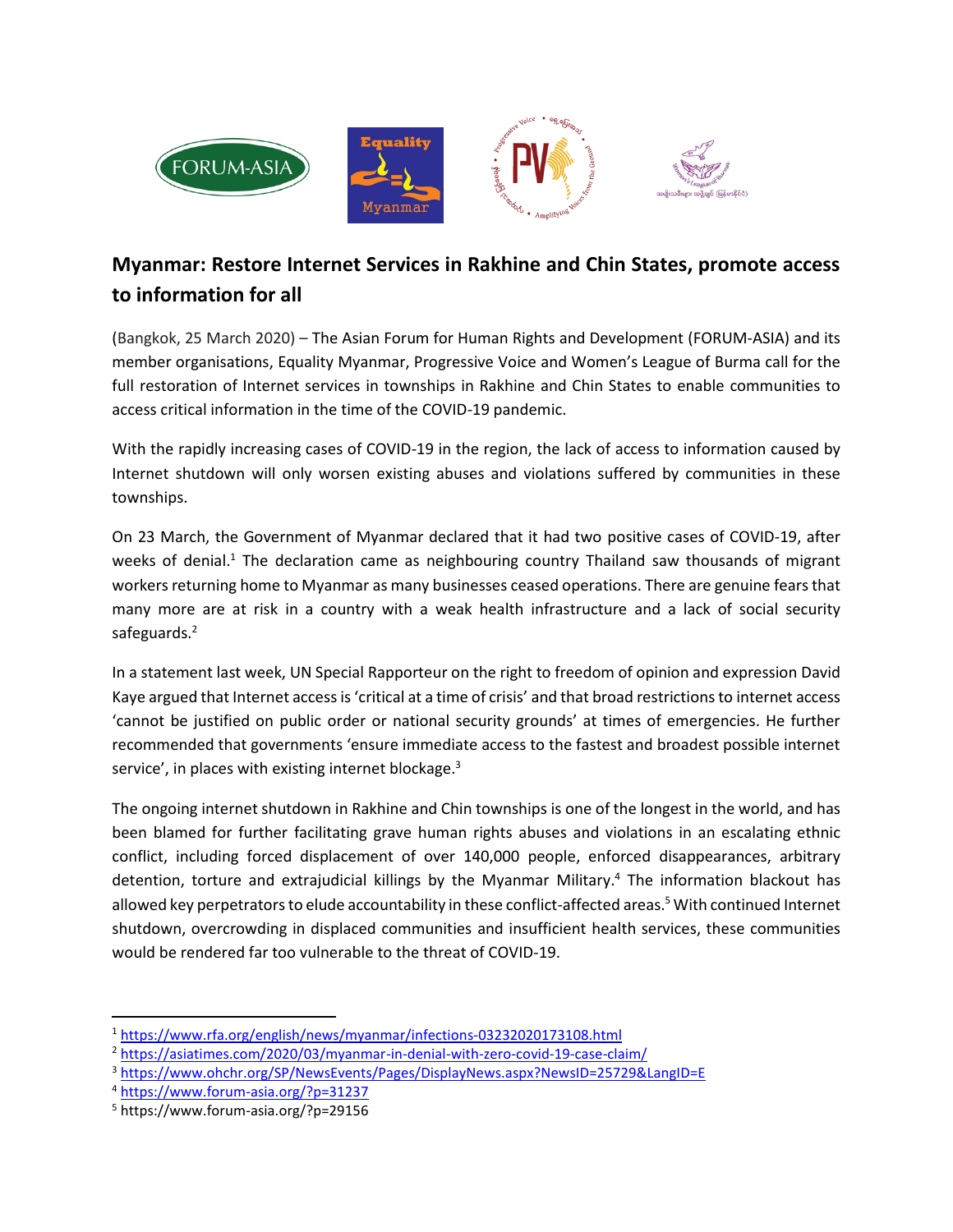# Myanmar: Restore Internet Services in Rakhine and Chin States, promote access to information for all

(Bangkok, 25 March 2020) – The Asian Forum for Human Rights and Development (FORUM-ASIA) and its member organisations, Equality Myanmar, Progressive Voice and Women's League of Burma call for the full restoration of Internet services in townships in Rakhine and Chin States to enable communities to access critical information in the time of the COVID-19 pandemic.

With the rapidly increasing cases of COVID-19 in the region, the lack of access to information caused by Internet shutdown will only worsen existing abuses and violations suffered by communities in these townships.

On 23 March, the Government of Myanmar declared that it had two positive cases of COVID-19, after weeks of denial.[1] The declaration came as neighbouring country Thailand saw thousands of migrant workers returning home to Myanmar as many businesses ceased operations. There are genuine fears that many more are at risk in a country with a weak health infrastructure and a lack of social security safeguards.[2]

In a statement last week, UN Special Rapporteur on the right to freedom of opinion and expression David Kaye argued that Internet access is 'critical at a time of crisis' and that broad restrictions to internet access 'cannot be justified on public order or national security grounds' at times of emergencies. He further recommended that governments 'ensure immediate access to the fastest and broadest possible internet service', in places with existing internet blockage.[3]

The ongoing internet shutdown in Rakhine and Chin townships is one of the longest in the world, and has been blamed for further facilitating grave human rights abuses and violations in an escalating ethnic conflict, including forced displacement of over 140,000 people, enforced disappearances, arbitrary detention, torture and extrajudicial killings by the Myanmar Military.[4] The information blackout has allowed key perpetrators to elude accountability in these conflict-affected areas.[5] With continued Internet shutdown, overcrowding in displaced communities and insufficient health services, these communities would be rendered far too vulnerable to the threat of COVID-19.

---

[1] https://www.rfa.org/english/news/myanmar/infections-03232020173108.html

[2] https://asiatimes.com/2020/03/myanmar-in-denial-with-zero-covid-19-case-claim/

[3] https://www.ohchr.org/SP/NewsEvents/Pages/DisplayNews.aspx?NewsID=25729&LangID=E

[4] https://www.forum-asia.org/?p=31237

[5] https://www.forum-asia.org/?p=29156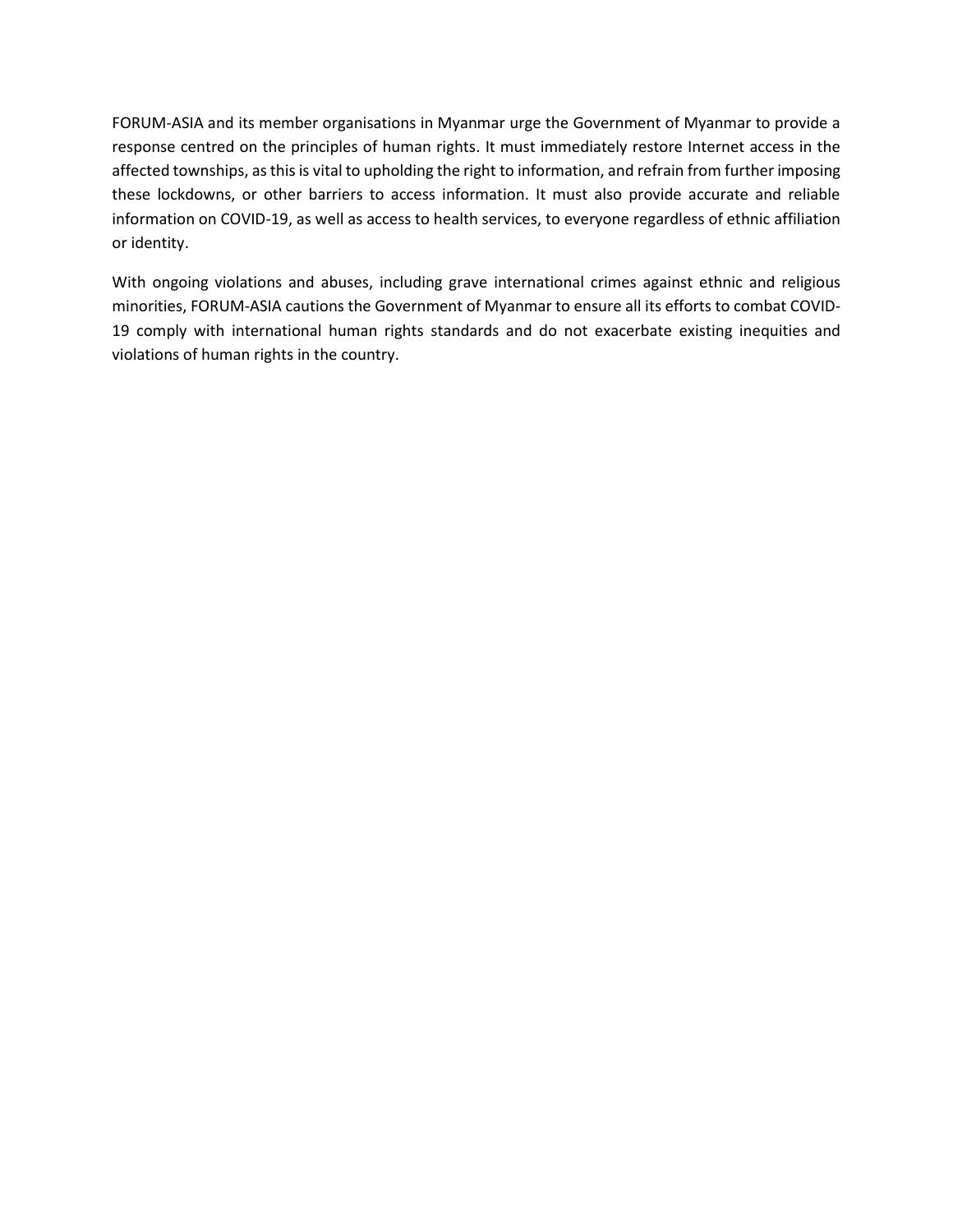FORUM-ASIA and its member organisations in Myanmar urge the Government of Myanmar to provide a response centred on the principles of human rights. It must immediately restore Internet access in the affected townships, as this is vital to upholding the right to information, and refrain from further imposing these lockdowns, or other barriers to access information. It must also provide accurate and reliable information on COVID-19, as well as access to health services, to everyone regardless of ethnic affiliation or identity.

With ongoing violations and abuses, including grave international crimes against ethnic and religious minorities, FORUM-ASIA cautions the Government of Myanmar to ensure all its efforts to combat COVID-19 comply with international human rights standards and do not exacerbate existing inequities and violations of human rights in the country.